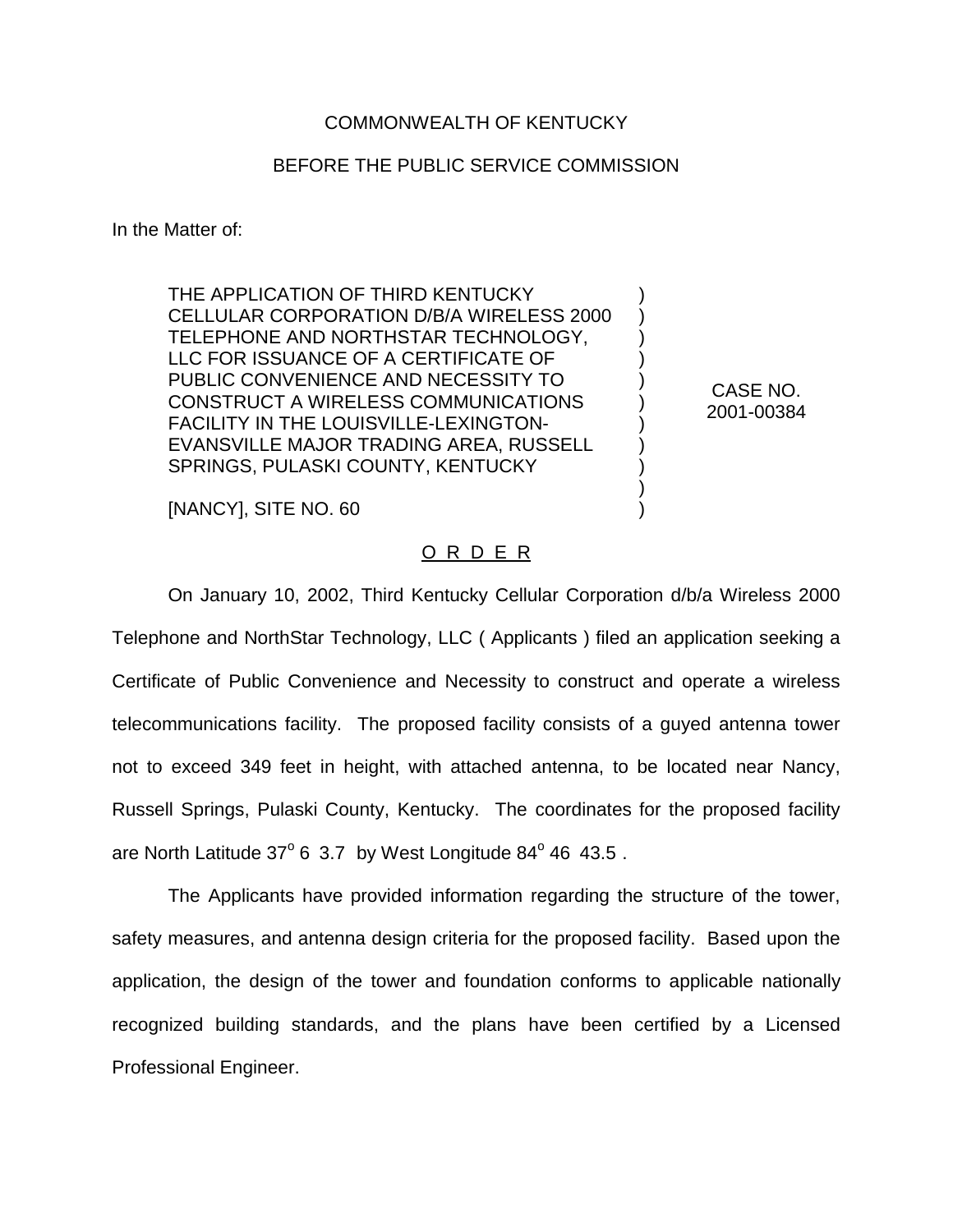COMMONWEALTH OF KENTUCKY

BEFORE THE PUBLIC SERVICE COMMISSION

In the Matter of:

| | | |
|---|---|---|
| THE APPLICATION OF THIRD KENTUCKY CELLULAR CORPORATION D/B/A WIRELESS 2000 TELEPHONE AND NORTHSTAR TECHNOLOGY, LLC FOR ISSUANCE OF A CERTIFICATE OF PUBLIC CONVENIENCE AND NECESSITY TO CONSTRUCT A WIRELESS COMMUNICATIONS FACILITY IN THE LOUISVILLE-LEXINGTON-EVANSVILLE MAJOR TRADING AREA, RUSSELL SPRINGS, PULASKI COUNTY, KENTUCKY<br><br>[NANCY], SITE NO. 60 | ) | CASE NO. 2001-00384 |

O R D E R

On January 10, 2002, Third Kentucky Cellular Corporation d/b/a Wireless 2000 Telephone and NorthStar Technology, LLC ( Applicants ) filed an application seeking a Certificate of Public Convenience and Necessity to construct and operate a wireless telecommunications facility. The proposed facility consists of a guyed antenna tower not to exceed 349 feet in height, with attached antenna, to be located near Nancy, Russell Springs, Pulaski County, Kentucky. The coordinates for the proposed facility are North Latitude 37° 6 3.7 by West Longitude 84° 46 43.5 .

The Applicants have provided information regarding the structure of the tower, safety measures, and antenna design criteria for the proposed facility. Based upon the application, the design of the tower and foundation conforms to applicable nationally recognized building standards, and the plans have been certified by a Licensed Professional Engineer.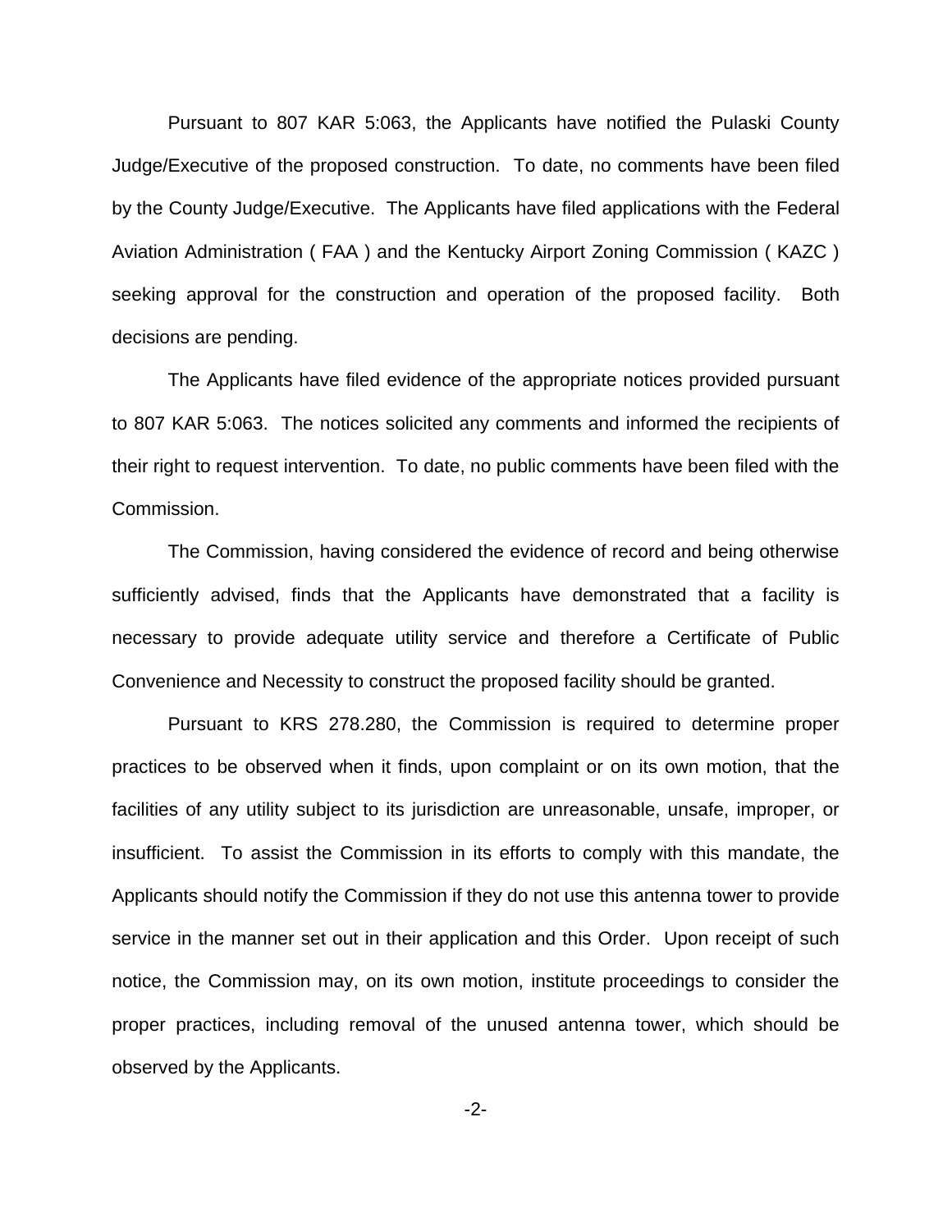Pursuant to 807 KAR 5:063, the Applicants have notified the Pulaski County Judge/Executive of the proposed construction. To date, no comments have been filed by the County Judge/Executive. The Applicants have filed applications with the Federal Aviation Administration ( FAA ) and the Kentucky Airport Zoning Commission ( KAZC ) seeking approval for the construction and operation of the proposed facility. Both decisions are pending.

The Applicants have filed evidence of the appropriate notices provided pursuant to 807 KAR 5:063. The notices solicited any comments and informed the recipients of their right to request intervention. To date, no public comments have been filed with the Commission.

The Commission, having considered the evidence of record and being otherwise sufficiently advised, finds that the Applicants have demonstrated that a facility is necessary to provide adequate utility service and therefore a Certificate of Public Convenience and Necessity to construct the proposed facility should be granted.

Pursuant to KRS 278.280, the Commission is required to determine proper practices to be observed when it finds, upon complaint or on its own motion, that the facilities of any utility subject to its jurisdiction are unreasonable, unsafe, improper, or insufficient. To assist the Commission in its efforts to comply with this mandate, the Applicants should notify the Commission if they do not use this antenna tower to provide service in the manner set out in their application and this Order. Upon receipt of such notice, the Commission may, on its own motion, institute proceedings to consider the proper practices, including removal of the unused antenna tower, which should be observed by the Applicants.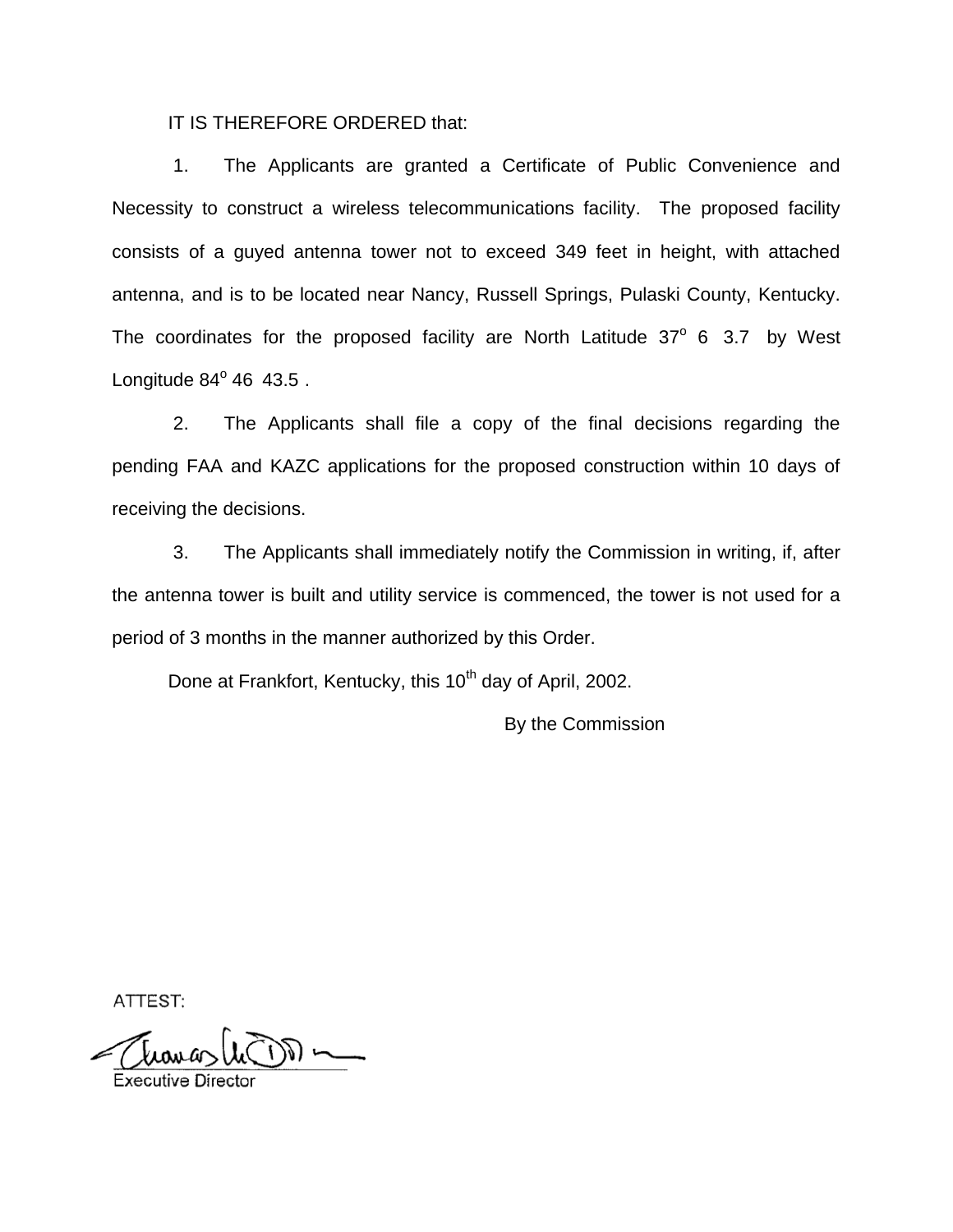IT IS THEREFORE ORDERED that:

1. The Applicants are granted a Certificate of Public Convenience and Necessity to construct a wireless telecommunications facility. The proposed facility consists of a guyed antenna tower not to exceed 349 feet in height, with attached antenna, and is to be located near Nancy, Russell Springs, Pulaski County, Kentucky. The coordinates for the proposed facility are North Latitude 37$^{o}$ 6 3.7 by West Longitude 84$^{o}$ 46 43.5 .

2. The Applicants shall file a copy of the final decisions regarding the pending FAA and KAZC applications for the proposed construction within 10 days of receiving the decisions.

3. The Applicants shall immediately notify the Commission in writing, if, after the antenna tower is built and utility service is commenced, the tower is not used for a period of 3 months in the manner authorized by this Order.

Done at Frankfort, Kentucky, this 10th day of April, 2002.

By the Commission

ATTEST:

Executive Director